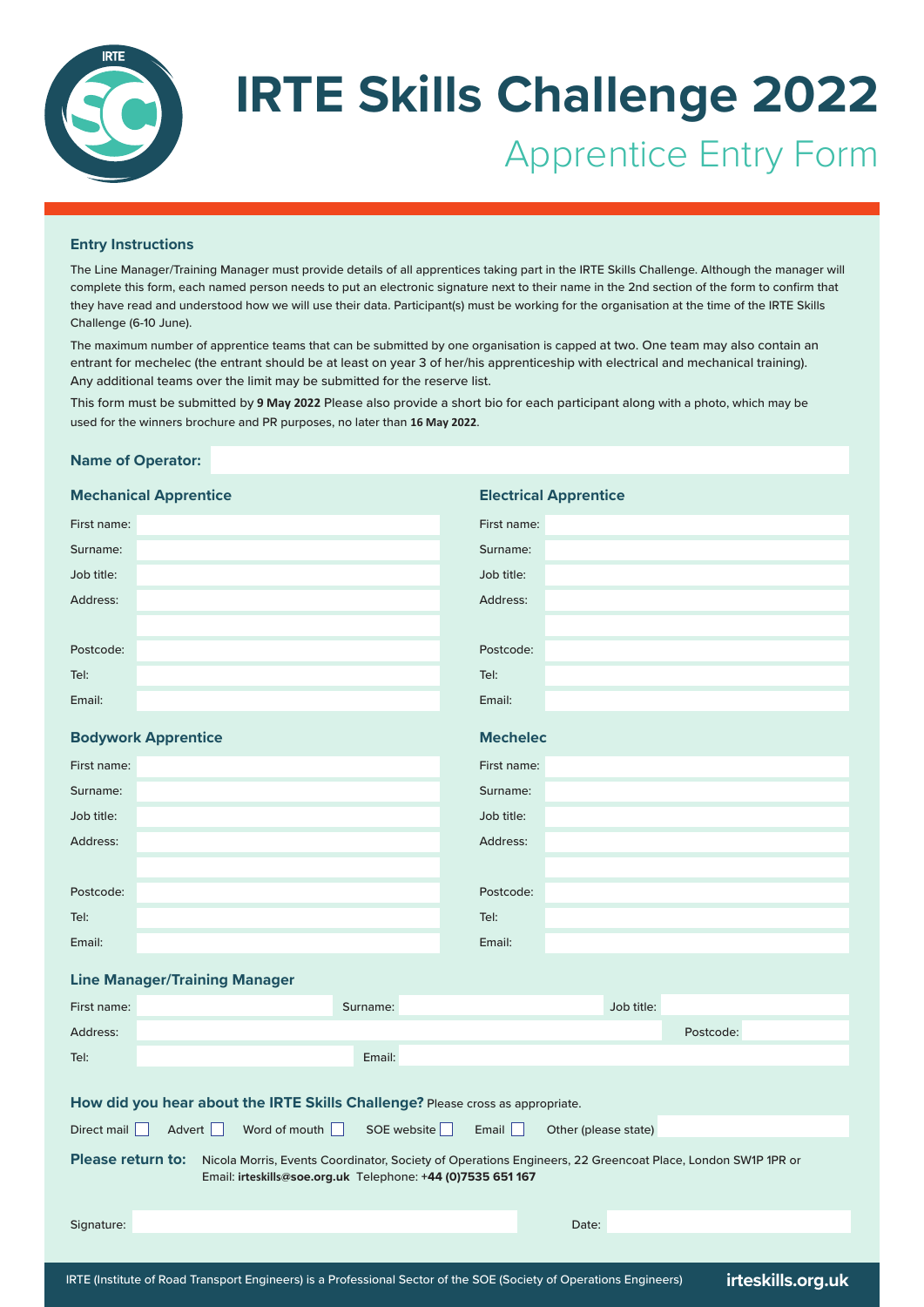# IRTE Skills Challenge 2022

## Apprentice Entry Form

### Entry Instructions

The Line Manager/Training Manager must provide details of all apprentices taking part in the IRTE Skills Challenge. Although the manager will complete this form, each named person needs to put an electronic signature next to their name in the 2nd section of the form to confirm that they have read and understood how we will use their data. Participant(s) must be working for the organisation at the time of the IRTE Skills Challenge (6-10 June).

The maximum number of apprentice teams that can be submitted by one organisation is capped at two. One team may also contain an entrant for mechelec (the entrant should be at least on year 3 of her/his apprenticeship with electrical and mechanical training). Any additional teams over the limit may be submitted for the reserve list.

This form must be submitted by **9 May 2022** Please also provide a short bio for each participant along with a photo, which may be used for the winners brochure and PR purposes, no later than **16 May 2022**.

**Name of Operator:**

### Mechanical Apprentice

First name:

Surname:

Job title:

Address:

Postcode:

Tel:

Email:

### Electrical Apprentice

First name:

Surname:

Job title:

Address:

Postcode:

Tel:

Email:

### Bodywork Apprentice

First name:

Surname:

Job title:

Address:

Postcode:

Tel:

Email:

### Mechelec

First name:

Surname:

Job title:

Address:

Postcode:

Tel:

Email:

### Line Manager/Training Manager

First name: Surname: Job title:

Address: Postcode:

Tel: Email:

### How did you hear about the IRTE Skills Challenge? Please cross as appropriate.

Direct mail ☐ Advert ☐ Word of mouth ☐ SOE website ☐ Email ☐ Other (please state)

**Please return to:** Nicola Morris, Events Coordinator, Society of Operations Engineers, 22 Greencoat Place, London SW1P 1PR or Email: **irteskills@soe.org.uk** Telephone: **+44 (0)7535 651 167**

Signature: Date:

IRTE (Institute of Road Transport Engineers) is a Professional Sector of the SOE (Society of Operations Engineers) **irteskills.org.uk**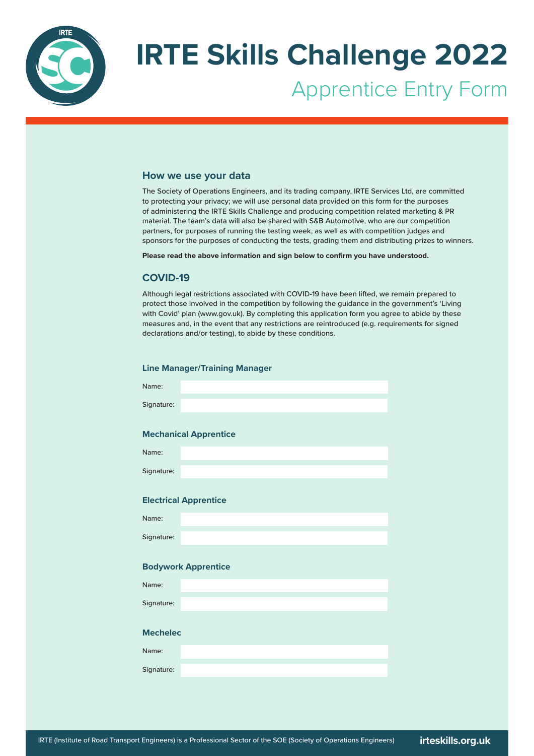# IRTE Skills Challenge 2022

## Apprentice Entry Form

### How we use your data

The Society of Operations Engineers, and its trading company, IRTE Services Ltd, are committed to protecting your privacy; we will use personal data provided on this form for the purposes of administering the IRTE Skills Challenge and producing competition related marketing & PR material. The team's data will also be shared with S&B Automotive, who are our competition partners, for purposes of running the testing week, as well as with competition judges and sponsors for the purposes of conducting the tests, grading them and distributing prizes to winners.

**Please read the above information and sign below to confirm you have understood.**

### COVID-19

Although legal restrictions associated with COVID-19 have been lifted, we remain prepared to protect those involved in the competition by following the guidance in the government's 'Living with Covid' plan (www.gov.uk). By completing this application form you agree to abide by these measures and, in the event that any restrictions are reintroduced (e.g. requirements for signed declarations and/or testing), to abide by these conditions.

#### Line Manager/Training Manager

Name:

Signature:

#### Mechanical Apprentice

Name:

Signature:

#### Electrical Apprentice

Name:

Signature:

#### Bodywork Apprentice

Name:

Signature:

#### Mechelec

Name:

Signature:

IRTE (Institute of Road Transport Engineers) is a Professional Sector of the SOE (Society of Operations Engineers) **irteskills.org.uk**